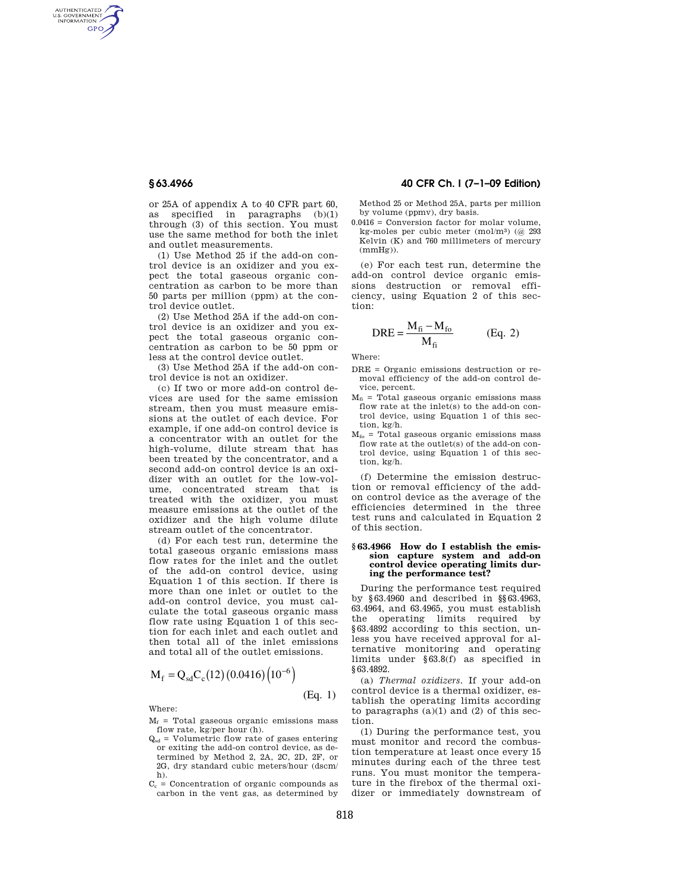or 25A of appendix A to 40 CFR part 60, as specified in paragraphs (b)(1) through (3) of this section. You must use the same method for both the inlet and outlet measurements.

(1) Use Method 25 if the add-on control device is an oxidizer and you expect the total gaseous organic concentration as carbon to be more than 50 parts per million (ppm) at the control device outlet.

(2) Use Method 25A if the add-on control device is an oxidizer and you expect the total gaseous organic concentration as carbon to be 50 ppm or less at the control device outlet.

(3) Use Method 25A if the add-on control device is not an oxidizer.

(c) If two or more add-on control devices are used for the same emission stream, then you must measure emissions at the outlet of each device. For example, if one add-on control device is a concentrator with an outlet for the high-volume, dilute stream that has been treated by the concentrator, and a second add-on control device is an oxidizer with an outlet for the low-volume, concentrated stream that is treated with the oxidizer, you must measure emissions at the outlet of the oxidizer and the high volume dilute stream outlet of the concentrator.

(d) For each test run, determine the total gaseous organic emissions mass flow rates for the inlet and the outlet of the add-on control device, using Equation 1 of this section. If there is more than one inlet or outlet to the add-on control device, you must calculate the total gaseous organic mass flow rate using Equation 1 of this section for each inlet and each outlet and then total all of the inlet emissions and total all of the outlet emissions.

$$M_f = Q_{sd} C_c (12)(0.0416)\left(10^{-6}\right) \qquad \text{(Eq. 1)}$$

Where:

$M_f$ = Total gaseous organic emissions mass flow rate, kg/per hour (h).

$Q_{sd}$ = Volumetric flow rate of gases entering or exiting the add-on control device, as determined by Method 2, 2A, 2C, 2D, 2F, or 2G, dry standard cubic meters/hour (dscm/h).

$C_c$ = Concentration of organic compounds as carbon in the vent gas, as determined by Method 25 or Method 25A, parts per million by volume (ppmv), dry basis.

0.0416 = Conversion factor for molar volume, kg-moles per cubic meter (mol/m³) (@ 293 Kelvin (K) and 760 millimeters of mercury (mmHg)).

(e) For each test run, determine the add-on control device organic emissions destruction or removal efficiency, using Equation 2 of this section:

$$DRE = \frac{M_{fi} - M_{fo}}{M_{fi}} \qquad \text{(Eq. 2)}$$

Where:

DRE = Organic emissions destruction or removal efficiency of the add-on control device, percent.

$M_{fi}$ = Total gaseous organic emissions mass flow rate at the inlet(s) to the add-on control device, using Equation 1 of this section, kg/h.

$M_{fo}$ = Total gaseous organic emissions mass flow rate at the outlet(s) of the add-on control device, using Equation 1 of this section, kg/h.

(f) Determine the emission destruction or removal efficiency of the add-on control device as the average of the efficiencies determined in the three test runs and calculated in Equation 2 of this section.

### § 63.4966 How do I establish the emission capture system and add-on control device operating limits during the performance test?

During the performance test required by § 63.4960 and described in §§ 63.4963, 63.4964, and 63.4965, you must establish the operating limits required by § 63.4892 according to this section, unless you have received approval for alternative monitoring and operating limits under § 63.8(f) as specified in § 63.4892.

(a) *Thermal oxidizers.* If your add-on control device is a thermal oxidizer, establish the operating limits according to paragraphs (a)(1) and (2) of this section.

(1) During the performance test, you must monitor and record the combustion temperature at least once every 15 minutes during each of the three test runs. You must monitor the temperature in the firebox of the thermal oxidizer or immediately downstream of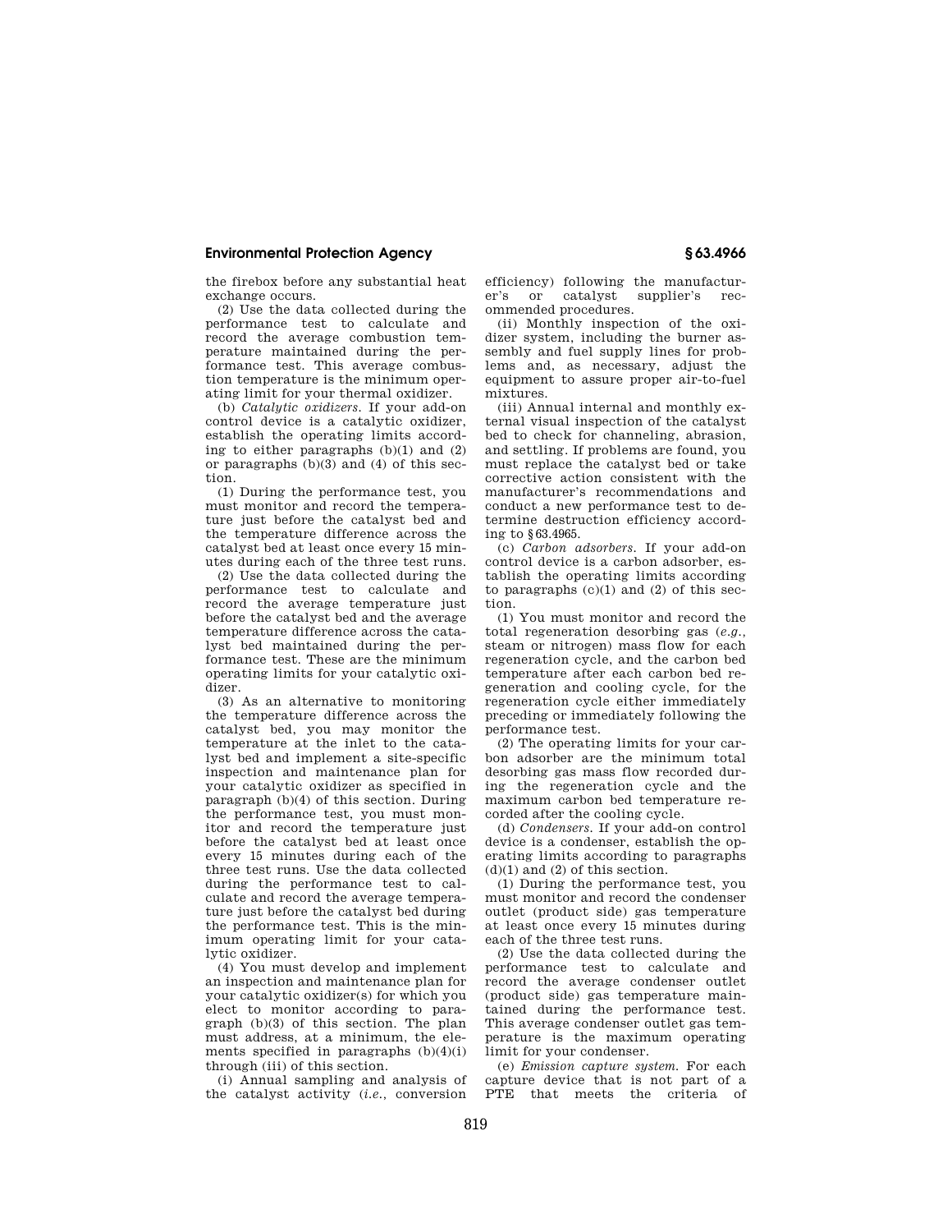the firebox before any substantial heat exchange occurs.

(2) Use the data collected during the performance test to calculate and record the average combustion temperature maintained during the performance test. This average combustion temperature is the minimum operating limit for your thermal oxidizer.

(b) *Catalytic oxidizers.* If your add-on control device is a catalytic oxidizer, establish the operating limits according to either paragraphs (b)(1) and (2) or paragraphs (b)(3) and (4) of this section.

(1) During the performance test, you must monitor and record the temperature just before the catalyst bed and the temperature difference across the catalyst bed at least once every 15 minutes during each of the three test runs.

(2) Use the data collected during the performance test to calculate and record the average temperature just before the catalyst bed and the average temperature difference across the catalyst bed maintained during the performance test. These are the minimum operating limits for your catalytic oxidizer.

(3) As an alternative to monitoring the temperature difference across the catalyst bed, you may monitor the temperature at the inlet to the catalyst bed and implement a site-specific inspection and maintenance plan for your catalytic oxidizer as specified in paragraph (b)(4) of this section. During the performance test, you must monitor and record the temperature just before the catalyst bed at least once every 15 minutes during each of the three test runs. Use the data collected during the performance test to calculate and record the average temperature just before the catalyst bed during the performance test. This is the minimum operating limit for your catalytic oxidizer.

(4) You must develop and implement an inspection and maintenance plan for your catalytic oxidizer(s) for which you elect to monitor according to paragraph (b)(3) of this section. The plan must address, at a minimum, the elements specified in paragraphs (b)(4)(i) through (iii) of this section.

(i) Annual sampling and analysis of the catalyst activity (*i.e.*, conversion efficiency) following the manufacturer's or catalyst supplier's recommended procedures.

(ii) Monthly inspection of the oxidizer system, including the burner assembly and fuel supply lines for problems and, as necessary, adjust the equipment to assure proper air-to-fuel mixtures.

(iii) Annual internal and monthly external visual inspection of the catalyst bed to check for channeling, abrasion, and settling. If problems are found, you must replace the catalyst bed or take corrective action consistent with the manufacturer's recommendations and conduct a new performance test to determine destruction efficiency according to §63.4965.

(c) *Carbon adsorbers.* If your add-on control device is a carbon adsorber, establish the operating limits according to paragraphs (c)(1) and (2) of this section.

(1) You must monitor and record the total regeneration desorbing gas (*e.g.*, steam or nitrogen) mass flow for each regeneration cycle, and the carbon bed temperature after each carbon bed regeneration and cooling cycle, for the regeneration cycle either immediately preceding or immediately following the performance test.

(2) The operating limits for your carbon adsorber are the minimum total desorbing gas mass flow recorded during the regeneration cycle and the maximum carbon bed temperature recorded after the cooling cycle.

(d) *Condensers.* If your add-on control device is a condenser, establish the operating limits according to paragraphs (d)(1) and (2) of this section.

(1) During the performance test, you must monitor and record the condenser outlet (product side) gas temperature at least once every 15 minutes during each of the three test runs.

(2) Use the data collected during the performance test to calculate and record the average condenser outlet (product side) gas temperature maintained during the performance test. This average condenser outlet gas temperature is the maximum operating limit for your condenser.

(e) *Emission capture system.* For each capture device that is not part of a PTE that meets the criteria of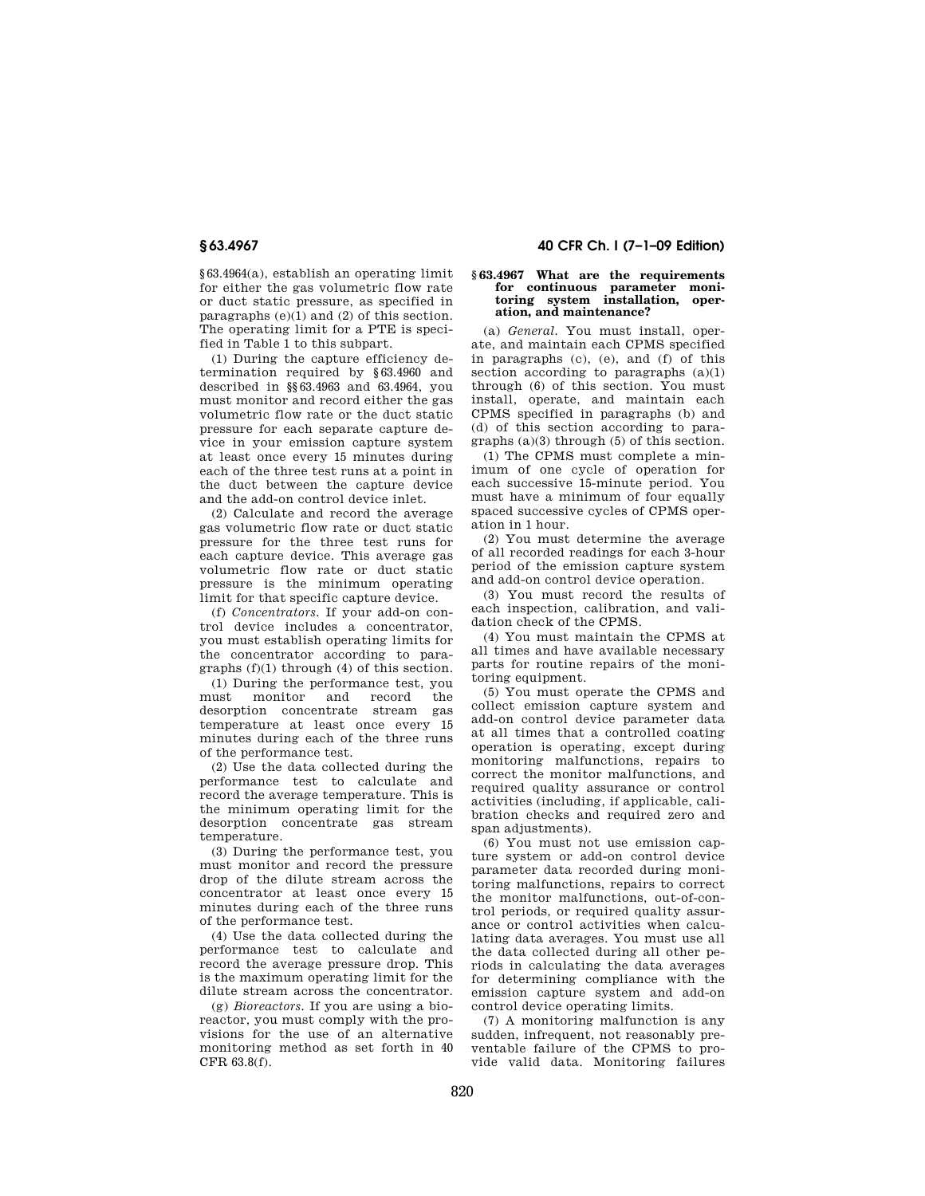§63.4964(a), establish an operating limit for either the gas volumetric flow rate or duct static pressure, as specified in paragraphs (e)(1) and (2) of this section. The operating limit for a PTE is specified in Table 1 to this subpart.

(1) During the capture efficiency determination required by §63.4960 and described in §§63.4963 and 63.4964, you must monitor and record either the gas volumetric flow rate or the duct static pressure for each separate capture device in your emission capture system at least once every 15 minutes during each of the three test runs at a point in the duct between the capture device and the add-on control device inlet.

(2) Calculate and record the average gas volumetric flow rate or duct static pressure for the three test runs for each capture device. This average gas volumetric flow rate or duct static pressure is the minimum operating limit for that specific capture device.

(f) *Concentrators.* If your add-on control device includes a concentrator, you must establish operating limits for the concentrator according to paragraphs (f)(1) through (4) of this section.

(1) During the performance test, you must monitor and record the desorption concentrate stream gas temperature at least once every 15 minutes during each of the three runs of the performance test.

(2) Use the data collected during the performance test to calculate and record the average temperature. This is the minimum operating limit for the desorption concentrate gas stream temperature.

(3) During the performance test, you must monitor and record the pressure drop of the dilute stream across the concentrator at least once every 15 minutes during each of the three runs of the performance test.

(4) Use the data collected during the performance test to calculate and record the average pressure drop. This is the maximum operating limit for the dilute stream across the concentrator.

(g) *Bioreactors.* If you are using a bioreactor, you must comply with the provisions for the use of an alternative monitoring method as set forth in 40 CFR 63.8(f).

## §63.4967 What are the requirements for continuous parameter monitoring system installation, operation, and maintenance?

(a) *General.* You must install, operate, and maintain each CPMS specified in paragraphs (c), (e), and (f) of this section according to paragraphs (a)(1) through (6) of this section. You must install, operate, and maintain each CPMS specified in paragraphs (b) and (d) of this section according to paragraphs (a)(3) through (5) of this section.

(1) The CPMS must complete a minimum of one cycle of operation for each successive 15-minute period. You must have a minimum of four equally spaced successive cycles of CPMS operation in 1 hour.

(2) You must determine the average of all recorded readings for each 3-hour period of the emission capture system and add-on control device operation.

(3) You must record the results of each inspection, calibration, and validation check of the CPMS.

(4) You must maintain the CPMS at all times and have available necessary parts for routine repairs of the monitoring equipment.

(5) You must operate the CPMS and collect emission capture system and add-on control device parameter data at all times that a controlled coating operation is operating, except during monitoring malfunctions, repairs to correct the monitor malfunctions, and required quality assurance or control activities (including, if applicable, calibration checks and required zero and span adjustments).

(6) You must not use emission capture system or add-on control device parameter data recorded during monitoring malfunctions, repairs to correct the monitor malfunctions, out-of-control periods, or required quality assurance or control activities when calculating data averages. You must use all the data collected during all other periods in calculating the data averages for determining compliance with the emission capture system and add-on control device operating limits.

(7) A monitoring malfunction is any sudden, infrequent, not reasonably preventable failure of the CPMS to provide valid data. Monitoring failures